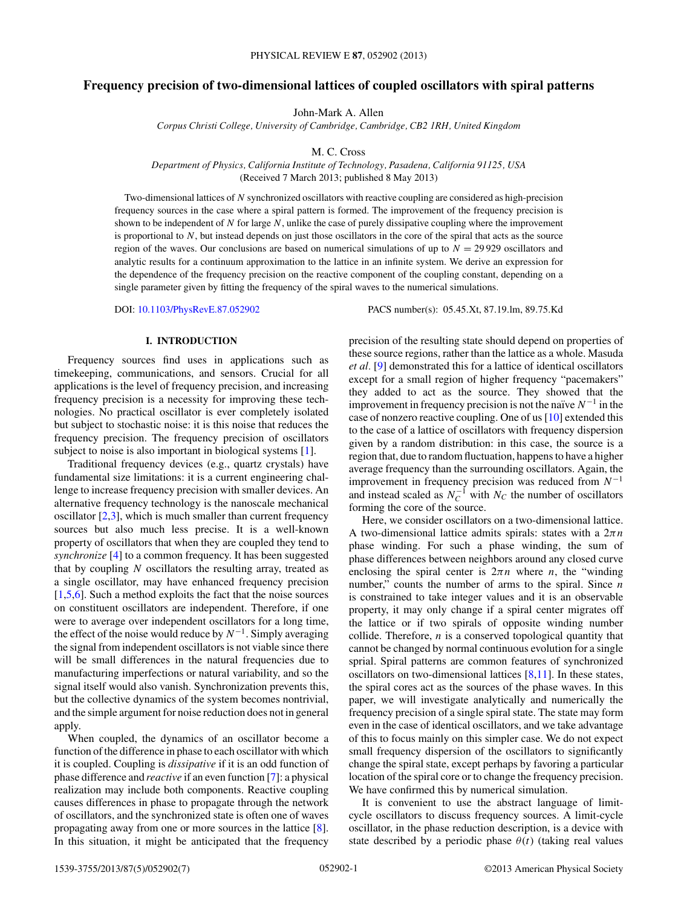# Frequency precision of two-dimensional lattices of coupled oscillators with spiral patterns

John-Mark A. Allen

*Corpus Christi College, University of Cambridge, Cambridge, CB2 1RH, United Kingdom*

M. C. Cross

*Department of Physics, California Institute of Technology, Pasadena, California 91125, USA*

(Received 7 March 2013; published 8 May 2013)

Two-dimensional lattices of $N$ synchronized oscillators with reactive coupling are considered as high-precision frequency sources in the case where a spiral pattern is formed. The improvement of the frequency precision is shown to be independent of $N$ for large $N$, unlike the case of purely dissipative coupling where the improvement is proportional to $N$, but instead depends on just those oscillators in the core of the spiral that acts as the source region of the waves. Our conclusions are based on numerical simulations of up to $N = 29\,929$ oscillators and analytic results for a continuum approximation to the lattice in an infinite system. We derive an expression for the dependence of the frequency precision on the reactive component of the coupling constant, depending on a single parameter given by fitting the frequency of the spiral waves to the numerical simulations.

DOI: 10.1103/PhysRevE.87.052902 PACS number(s): 05.45.Xt, 87.19.lm, 89.75.Kd

## I. INTRODUCTION

Frequency sources find uses in applications such as timekeeping, communications, and sensors. Crucial for all applications is the level of frequency precision, and increasing frequency precision is a necessity for improving these technologies. No practical oscillator is ever completely isolated but subject to stochastic noise: it is this noise that reduces the frequency precision. The frequency precision of oscillators subject to noise is also important in biological systems [1].

Traditional frequency devices (e.g., quartz crystals) have fundamental size limitations: it is a current engineering challenge to increase frequency precision with smaller devices. An alternative frequency technology is the nanoscale mechanical oscillator [2,3], which is much smaller than current frequency sources but also much less precise. It is a well-known property of oscillators that when they are coupled they tend to *synchronize* [4] to a common frequency. It has been suggested that by coupling $N$ oscillators the resulting array, treated as a single oscillator, may have enhanced frequency precision [1,5,6]. Such a method exploits the fact that the noise sources on constituent oscillators are independent. Therefore, if one were to average over independent oscillators for a long time, the effect of the noise would reduce by $N^{-1}$. Simply averaging the signal from independent oscillators is not viable since there will be small differences in the natural frequencies due to manufacturing imperfections or natural variability, and so the signal itself would also vanish. Synchronization prevents this, but the collective dynamics of the system becomes nontrivial, and the simple argument for noise reduction does not in general apply.

When coupled, the dynamics of an oscillator become a function of the difference in phase to each oscillator with which it is coupled. Coupling is *dissipative* if it is an odd function of phase difference and *reactive* if an even function [7]: a physical realization may include both components. Reactive coupling causes differences in phase to propagate through the network of oscillators, and the synchronized state is often one of waves propagating away from one or more sources in the lattice [8]. In this situation, it might be anticipated that the frequency precision of the resulting state should depend on properties of these source regions, rather than the lattice as a whole. Masuda *et al.* [9] demonstrated this for a lattice of identical oscillators except for a small region of higher frequency "pacemakers" they added to act as the source. They showed that the improvement in frequency precision is not the naïve $N^{-1}$ in the case of nonzero reactive coupling. One of us [10] extended this to the case of a lattice of oscillators with frequency dispersion given by a random distribution: in this case, the source is a region that, due to random fluctuation, happens to have a higher average frequency than the surrounding oscillators. Again, the improvement in frequency precision was reduced from $N^{-1}$ and instead scaled as $N_C^{-1}$ with $N_C$ the number of oscillators forming the core of the source.

Here, we consider oscillators on a two-dimensional lattice. A two-dimensional lattice admits spirals: states with a $2\pi n$ phase winding. For such a phase winding, the sum of phase differences between neighbors around any closed curve enclosing the spiral center is $2\pi n$ where $n$, the "winding number," counts the number of arms to the spiral. Since $n$ is constrained to take integer values and it is an observable property, it may only change if a spiral center migrates off the lattice or if two spirals of opposite winding number collide. Therefore, $n$ is a conserved topological quantity that cannot be changed by normal continuous evolution for a single sprial. Spiral patterns are common features of synchronized oscillators on two-dimensional lattices [8,11]. In these states, the spiral cores act as the sources of the phase waves. In this paper, we will investigate analytically and numerically the frequency precision of a single spiral state. The state may form even in the case of identical oscillators, and we take advantage of this to focus mainly on this simpler case. We do not expect small frequency dispersion of the oscillators to significantly change the spiral state, except perhaps by favoring a particular location of the spiral core or to change the frequency precision. We have confirmed this by numerical simulation.

It is convenient to use the abstract language of limit-cycle oscillators to discuss frequency sources. A limit-cycle oscillator, in the phase reduction description, is a device with state described by a periodic phase $\theta(t)$ (taking real values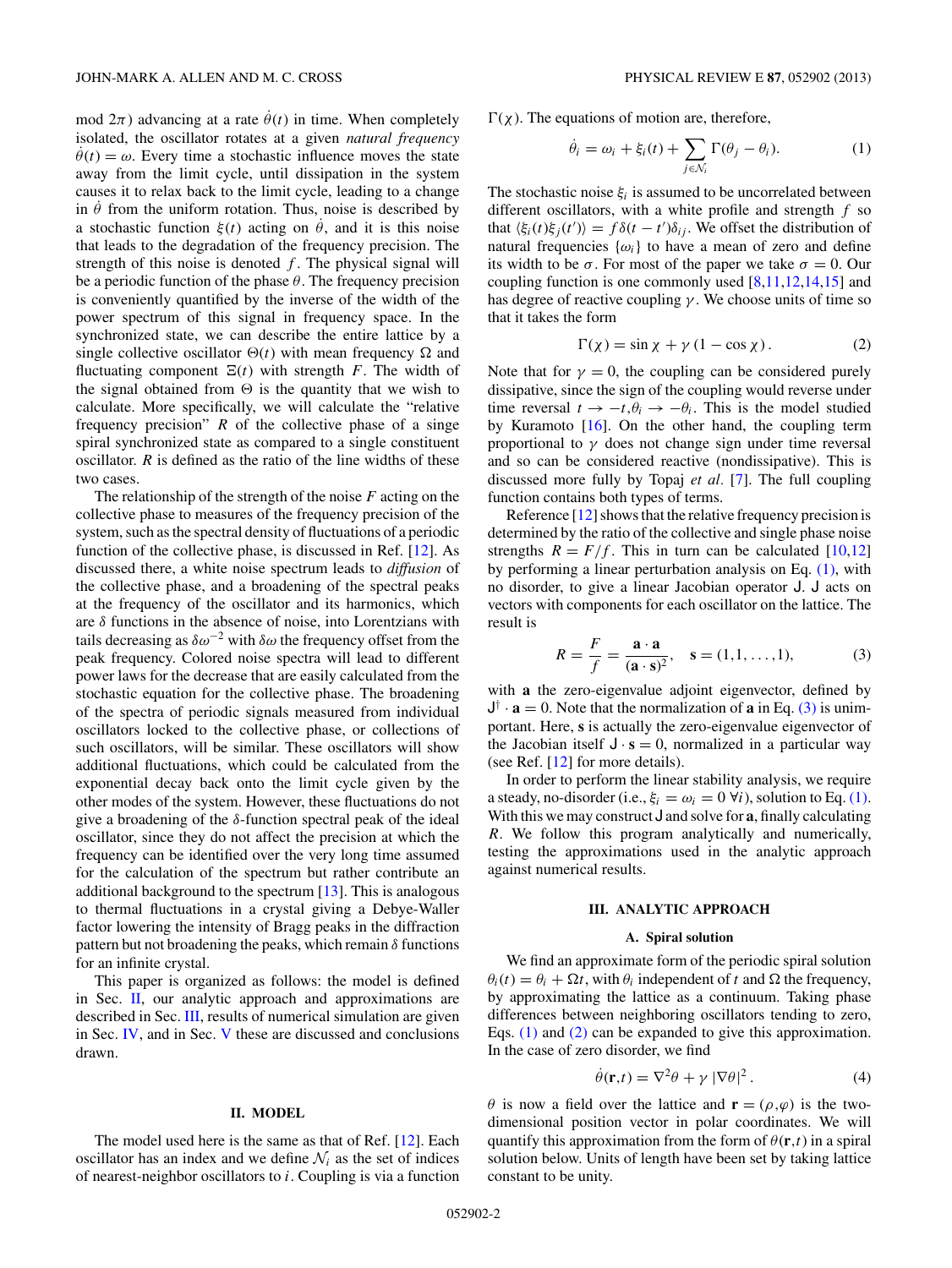mod $2\pi$) advancing at a rate $\dot{\theta}(t)$ in time. When completely isolated, the oscillator rotates at a given *natural frequency* $\dot{\theta}(t) = \omega$. Every time a stochastic influence moves the state away from the limit cycle, until dissipation in the system causes it to relax back to the limit cycle, leading to a change in $\dot{\theta}$ from the uniform rotation. Thus, noise is described by a stochastic function $\xi(t)$ acting on $\dot{\theta}$, and it is this noise that leads to the degradation of the frequency precision. The strength of this noise is denoted $f$. The physical signal will be a periodic function of the phase $\theta$. The frequency precision is conveniently quantified by the inverse of the width of the power spectrum of this signal in frequency space. In the synchronized state, we can describe the entire lattice by a single collective oscillator $\Theta(t)$ with mean frequency $\Omega$ and fluctuating component $\Xi(t)$ with strength $F$. The width of the signal obtained from $\Theta$ is the quantity that we wish to calculate. More specifically, we will calculate the "relative frequency precision" $R$ of the collective phase of a singe spiral synchronized state as compared to a single constituent oscillator. $R$ is defined as the ratio of the line widths of these two cases.

The relationship of the strength of the noise $F$ acting on the collective phase to measures of the frequency precision of the system, such as the spectral density of fluctuations of a periodic function of the collective phase, is discussed in Ref. [12]. As discussed there, a white noise spectrum leads to *diffusion* of the collective phase, and a broadening of the spectral peaks at the frequency of the oscillator and its harmonics, which are $\delta$ functions in the absence of noise, into Lorentzians with tails decreasing as $\delta\omega^{-2}$ with $\delta\omega$ the frequency offset from the peak frequency. Colored noise spectra will lead to different power laws for the decrease that are easily calculated from the stochastic equation for the collective phase. The broadening of the spectra of periodic signals measured from individual oscillators locked to the collective phase, or collections of such oscillators, will be similar. These oscillators will show additional fluctuations, which could be calculated from the exponential decay back onto the limit cycle given by the other modes of the system. However, these fluctuations do not give a broadening of the $\delta$-function spectral peak of the ideal oscillator, since they do not affect the precision at which the frequency can be identified over the very long time assumed for the calculation of the spectrum but rather contribute an additional background to the spectrum [13]. This is analogous to thermal fluctuations in a crystal giving a Debye-Waller factor lowering the intensity of Bragg peaks in the diffraction pattern but not broadening the peaks, which remain $\delta$ functions for an infinite crystal.

This paper is organized as follows: the model is defined in Sec. II, our analytic approach and approximations are described in Sec. III, results of numerical simulation are given in Sec. IV, and in Sec. V these are discussed and conclusions drawn.

## II. MODEL

The model used here is the same as that of Ref. [12]. Each oscillator has an index and we define $\mathcal{N}_i$ as the set of indices of nearest-neighbor oscillators to $i$. Coupling is via a function $\Gamma(\chi)$. The equations of motion are, therefore,

$$\dot{\theta}_i = \omega_i + \xi_i(t) + \sum_{j\in\mathcal{N}_i}\Gamma(\theta_j - \theta_i). \tag{1}$$

The stochastic noise $\xi_i$ is assumed to be uncorrelated between different oscillators, with a white profile and strength $f$ so that $\langle \xi_i(t)\xi_j(t')\rangle = f\delta(t-t')\delta_{ij}$. We offset the distribution of natural frequencies $\{\omega_i\}$ to have a mean of zero and define its width to be $\sigma$. For most of the paper we take $\sigma = 0$. Our coupling function is one commonly used [8,11,12,14,15] and has degree of reactive coupling $\gamma$. We choose units of time so that it takes the form

$$\Gamma(\chi) = \sin\chi + \gamma\,(1 - \cos\chi)\,. \tag{2}$$

Note that for $\gamma = 0$, the coupling can be considered purely dissipative, since the sign of the coupling would reverse under time reversal $t \to -t, \theta_i \to -\theta_i$. This is the model studied by Kuramoto [16]. On the other hand, the coupling term proportional to $\gamma$ does not change sign under time reversal and so can be considered reactive (nondissipative). This is discussed more fully by Topaj *et al.* [7]. The full coupling function contains both types of terms.

Reference [12] shows that the relative frequency precision is determined by the ratio of the collective and single phase noise strengths $R = F/f$. This in turn can be calculated [10,12] by performing a linear perturbation analysis on Eq. (1), with no disorder, to give a linear Jacobian operator $\mathsf{J}$. $\mathsf{J}$ acts on vectors with components for each oscillator on the lattice. The result is

$$R = \frac{F}{f} = \frac{\mathbf{a}\cdot\mathbf{a}}{(\mathbf{a}\cdot\mathbf{s})^2}, \quad \mathbf{s} = (1,1,\ldots,1), \tag{3}$$

with $\mathbf{a}$ the zero-eigenvalue adjoint eigenvector, defined by $\mathsf{J}^\dagger\cdot\mathbf{a} = 0$. Note that the normalization of $\mathbf{a}$ in Eq. (3) is unimportant. Here, $\mathbf{s}$ is actually the zero-eigenvalue eigenvector of the Jacobian itself $\mathsf{J}\cdot\mathbf{s} = 0$, normalized in a particular way (see Ref. [12] for more details).

In order to perform the linear stability analysis, we require a steady, no-disorder (i.e., $\xi_i = \omega_i = 0\ \forall i$), solution to Eq. (1). With this we may construct $\mathsf{J}$ and solve for $\mathbf{a}$, finally calculating $R$. We follow this program analytically and numerically, testing the approximations used in the analytic approach against numerical results.

## III. ANALYTIC APPROACH

### A. Spiral solution

We find an approximate form of the periodic spiral solution $\theta_i(t) = \theta_i + \Omega t$, with $\theta_i$ independent of $t$ and $\Omega$ the frequency, by approximating the lattice as a continuum. Taking phase differences between neighboring oscillators tending to zero, Eqs. (1) and (2) can be expanded to give this approximation. In the case of zero disorder, we find

$$\dot{\theta}(\mathbf{r},t) = \nabla^2\theta + \gamma\,|\nabla\theta|^2\,. \tag{4}$$

$\theta$ is now a field over the lattice and $\mathbf{r} = (\rho,\varphi)$ is the two-dimensional position vector in polar coordinates. We will quantify this approximation from the form of $\theta(\mathbf{r},t)$ in a spiral solution below. Units of length have been set by taking lattice constant to be unity.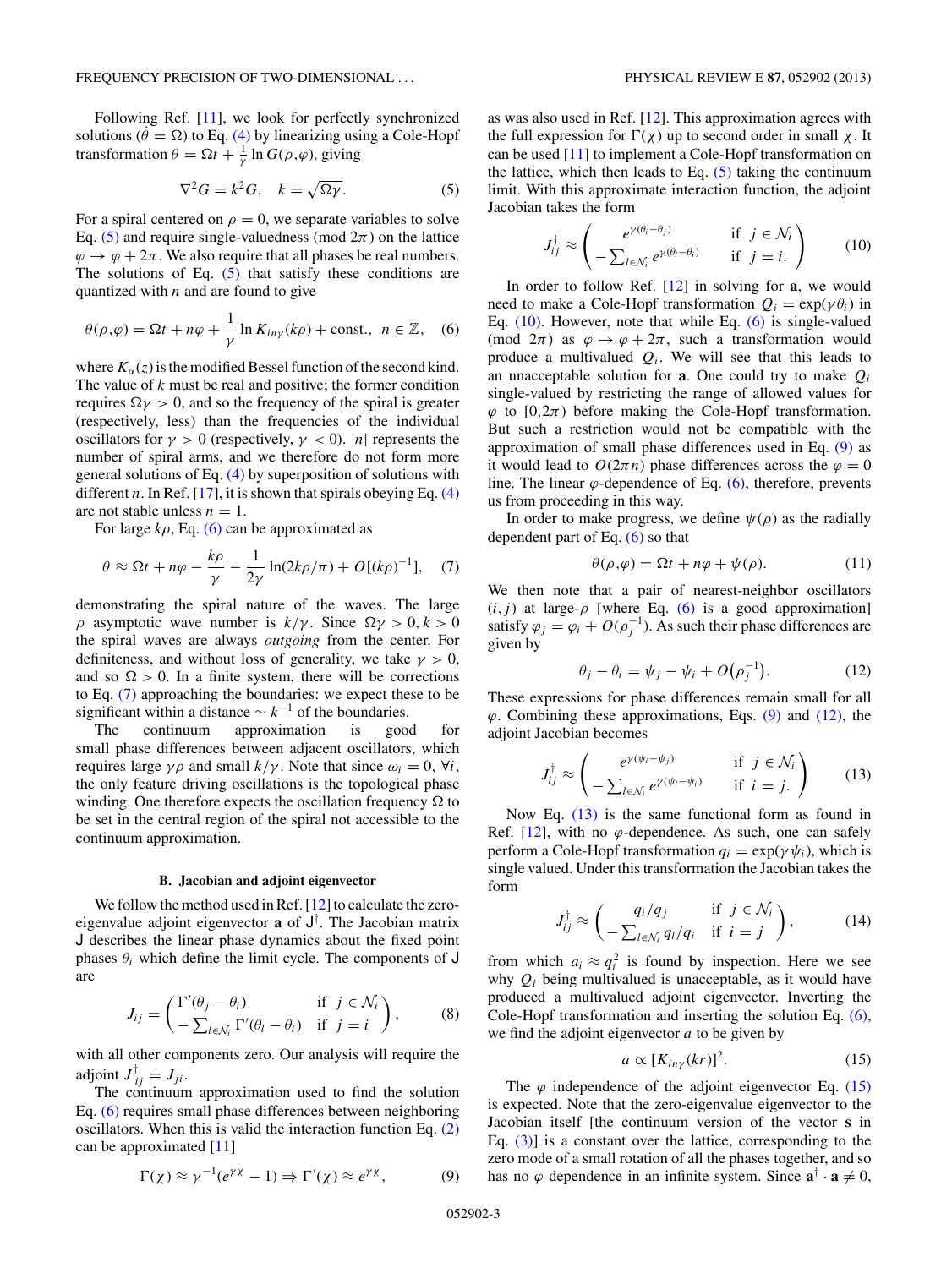Following Ref. [11], we look for perfectly synchronized solutions ($\dot{\theta} = \Omega$) to Eq. (4) by linearizing using a Cole-Hopf transformation $\theta = \Omega t + \frac{1}{\gamma} \ln G(\rho,\varphi)$, giving

$$\nabla^2 G = k^2 G, \quad k = \sqrt{\Omega\gamma}. \tag{5}$$

For a spiral centered on $\rho = 0$, we separate variables to solve Eq. (5) and require single-valuedness (mod $2\pi$) on the lattice $\varphi \to \varphi + 2\pi$. We also require that all phases be real numbers. The solutions of Eq. (5) that satisfy these conditions are quantized with $n$ and are found to give

$$\theta(\rho,\varphi) = \Omega t + n\varphi + \frac{1}{\gamma} \ln K_{in\gamma}(k\rho) + \text{const.}, \quad n \in \mathbb{Z}, \tag{6}$$

where $K_\alpha(z)$ is the modified Bessel function of the second kind. The value of $k$ must be real and positive; the former condition requires $\Omega\gamma > 0$, and so the frequency of the spiral is greater (respectively, less) than the frequencies of the individual oscillators for $\gamma > 0$ (respectively, $\gamma < 0$). $|n|$ represents the number of spiral arms, and we therefore do not form more general solutions of Eq. (4) by superposition of solutions with different $n$. In Ref. [17], it is shown that spirals obeying Eq. (4) are not stable unless $n = 1$.

For large $k\rho$, Eq. (6) can be approximated as

$$\theta \approx \Omega t + n\varphi - \frac{k\rho}{\gamma} - \frac{1}{2\gamma} \ln(2k\rho/\pi) + O[(k\rho)^{-1}], \tag{7}$$

demonstrating the spiral nature of the waves. The large $\rho$ asymptotic wave number is $k/\gamma$. Since $\Omega\gamma > 0, k > 0$ the spiral waves are always *outgoing* from the center. For definiteness, and without loss of generality, we take $\gamma > 0$, and so $\Omega > 0$. In a finite system, there will be corrections to Eq. (7) approaching the boundaries: we expect these to be significant within a distance $\sim k^{-1}$ of the boundaries.

The continuum approximation is good for small phase differences between adjacent oscillators, which requires large $\gamma\rho$ and small $k/\gamma$. Note that since $\omega_i = 0$, $\forall i$, the only feature driving oscillations is the topological phase winding. One therefore expects the oscillation frequency $\Omega$ to be set in the central region of the spiral not accessible to the continuum approximation.

### B. Jacobian and adjoint eigenvector

We follow the method used in Ref. [12] to calculate the zero-eigenvalue adjoint eigenvector $\mathbf{a}$ of $\mathsf{J}^\dagger$. The Jacobian matrix $\mathsf{J}$ describes the linear phase dynamics about the fixed point phases $\theta_i$ which define the limit cycle. The components of $\mathsf{J}$ are

$$J_{ij} = \begin{pmatrix} \Gamma'(\theta_j - \theta_i) & \text{if } j \in \mathcal{N}_i \\ -\sum_{l \in \mathcal{N}_i} \Gamma'(\theta_l - \theta_i) & \text{if } j = i \end{pmatrix}, \tag{8}$$

with all other components zero. Our analysis will require the adjoint $J^\dagger_{ij} = J_{ji}$.

The continuum approximation used to find the solution Eq. (6) requires small phase differences between neighboring oscillators. When this is valid the interaction function Eq. (2) can be approximated [11]

$$\Gamma(\chi) \approx \gamma^{-1}(e^{\gamma\chi} - 1) \Rightarrow \Gamma'(\chi) \approx e^{\gamma\chi}, \tag{9}$$

as was also used in Ref. [12]. This approximation agrees with the full expression for $\Gamma(\chi)$ up to second order in small $\chi$. It can be used [11] to implement a Cole-Hopf transformation on the lattice, which then leads to Eq. (5) taking the continuum limit. With this approximate interaction function, the adjoint Jacobian takes the form

$$J^\dagger_{ij} \approx \begin{pmatrix} e^{\gamma(\theta_i - \theta_j)} & \text{if } j \in \mathcal{N}_i \\ -\sum_{l \in \mathcal{N}_i} e^{\gamma(\theta_l - \theta_i)} & \text{if } j = i. \end{pmatrix} \tag{10}$$

In order to follow Ref. [12] in solving for $\mathbf{a}$, we would need to make a Cole-Hopf transformation $Q_i = \exp(\gamma\theta_i)$ in Eq. (10). However, note that while Eq. (6) is single-valued (mod $2\pi$) as $\varphi \to \varphi + 2\pi$, such a transformation would produce a multivalued $Q_i$. We will see that this leads to an unacceptable solution for $\mathbf{a}$. One could try to make $Q_i$ single-valued by restricting the range of allowed values for $\varphi$ to $[0,2\pi)$ before making the Cole-Hopf transformation. But such a restriction would not be compatible with the approximation of small phase differences used in Eq. (9) as it would lead to $O(2\pi n)$ phase differences across the $\varphi = 0$ line. The linear $\varphi$-dependence of Eq. (6), therefore, prevents us from proceeding in this way.

In order to make progress, we define $\psi(\rho)$ as the radially dependent part of Eq. (6) so that

$$\theta(\rho,\varphi) = \Omega t + n\varphi + \psi(\rho). \tag{11}$$

We then note that a pair of nearest-neighbor oscillators $(i,j)$ at large-$\rho$ [where Eq. (6) is a good approximation] satisfy $\varphi_j = \varphi_i + O(\rho_j^{-1})$. As such their phase differences are given by

$$\theta_j - \theta_i = \psi_j - \psi_i + O(\rho_j^{-1}). \tag{12}$$

These expressions for phase differences remain small for all $\varphi$. Combining these approximations, Eqs. (9) and (12), the adjoint Jacobian becomes

$$J^\dagger_{ij} \approx \begin{pmatrix} e^{\gamma(\psi_i - \psi_j)} & \text{if } j \in \mathcal{N}_i \\ -\sum_{l \in \mathcal{N}_i} e^{\gamma(\psi_l - \psi_i)} & \text{if } i = j. \end{pmatrix} \tag{13}$$

Now Eq. (13) is the same functional form as found in Ref. [12], with no $\varphi$-dependence. As such, one can safely perform a Cole-Hopf transformation $q_i = \exp(\gamma\psi_i)$, which is single valued. Under this transformation the Jacobian takes the form

$$J^\dagger_{ij} \approx \begin{pmatrix} q_i/q_j & \text{if } j \in \mathcal{N}_i \\ -\sum_{l \in \mathcal{N}_i} q_l/q_i & \text{if } i = j \end{pmatrix}, \tag{14}$$

from which $a_i \approx q_i^2$ is found by inspection. Here we see why $Q_i$ being multivalued is unacceptable, as it would have produced a multivalued adjoint eigenvector. Inverting the Cole-Hopf transformation and inserting the solution Eq. (6), we find the adjoint eigenvector $a$ to be given by

$$a \propto [K_{in\gamma}(kr)]^2. \tag{15}$$

The $\varphi$ independence of the adjoint eigenvector Eq. (15) is expected. Note that the zero-eigenvalue eigenvector to the Jacobian itself [the continuum version of the vector $\mathbf{s}$ in Eq. (3)] is a constant over the lattice, corresponding to the zero mode of a small rotation of all the phases together, and so has no $\varphi$ dependence in an infinite system. Since $\mathbf{a}^\dagger \cdot \mathbf{a} \neq 0$,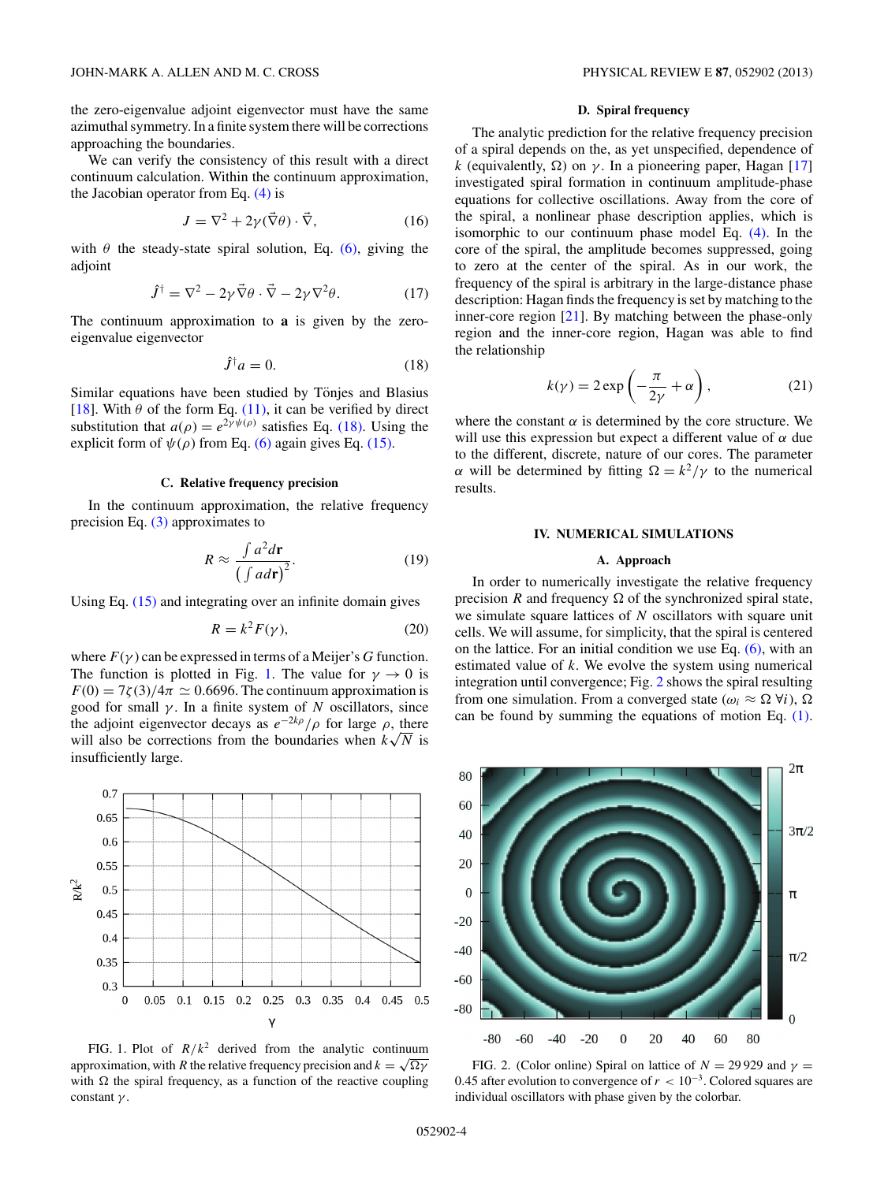the zero-eigenvalue adjoint eigenvector must have the same azimuthal symmetry. In a finite system there will be corrections approaching the boundaries.

We can verify the consistency of this result with a direct continuum calculation. Within the continuum approximation, the Jacobian operator from Eq. (4) is

$$J = \nabla^2 + 2\gamma(\vec{\nabla}\theta) \cdot \vec{\nabla}, \tag{16}$$

with $\theta$ the steady-state spiral solution, Eq. (6), giving the adjoint

$$\hat{J}^\dagger = \nabla^2 - 2\gamma\vec{\nabla}\theta \cdot \vec{\nabla} - 2\gamma\nabla^2\theta. \tag{17}$$

The continuum approximation to $\mathbf{a}$ is given by the zero-eigenvalue eigenvector

$$\hat{J}^\dagger a = 0. \tag{18}$$

Similar equations have been studied by Tönjes and Blasius [18]. With $\theta$ of the form Eq. (11), it can be verified by direct substitution that $a(\rho) = e^{2\gamma\psi(\rho)}$ satisfies Eq. (18). Using the explicit form of $\psi(\rho)$ from Eq. (6) again gives Eq. (15).

### C. Relative frequency precision

In the continuum approximation, the relative frequency precision Eq. (3) approximates to

$$R \approx \frac{\int a^2 d\mathbf{r}}{\left(\int a d\mathbf{r}\right)^2}. \tag{19}$$

Using Eq. (15) and integrating over an infinite domain gives

$$R = k^2 F(\gamma), \tag{20}$$

where $F(\gamma)$ can be expressed in terms of a Meijer's $G$ function. The function is plotted in Fig. 1. The value for $\gamma \to 0$ is $F(0) = 7\zeta(3)/4\pi \simeq 0.6696$. The continuum approximation is good for small $\gamma$. In a finite system of $N$ oscillators, since the adjoint eigenvector decays as $e^{-2k\rho}/\rho$ for large $\rho$, there will also be corrections from the boundaries when $k\sqrt{N}$ is insufficiently large.

FIG. 1. Plot of $R/k^2$ derived from the analytic continuum approximation, with $R$ the relative frequency precision and $k = \sqrt{\Omega\gamma}$ with $\Omega$ the spiral frequency, as a function of the reactive coupling constant $\gamma$.

### D. Spiral frequency

The analytic prediction for the relative frequency precision of a spiral depends on the, as yet unspecified, dependence of $k$ (equivalently, $\Omega$) on $\gamma$. In a pioneering paper, Hagan [17] investigated spiral formation in continuum amplitude-phase equations for collective oscillations. Away from the core of the spiral, a nonlinear phase description applies, which is isomorphic to our continuum phase model Eq. (4). In the core of the spiral, the amplitude becomes suppressed, going to zero at the center of the spiral. As in our work, the frequency of the spiral is arbitrary in the large-distance phase description: Hagan finds the frequency is set by matching to the inner-core region [21]. By matching between the phase-only region and the inner-core region, Hagan was able to find the relationship

$$k(\gamma) = 2\exp\left(-\frac{\pi}{2\gamma} + \alpha\right), \tag{21}$$

where the constant $\alpha$ is determined by the core structure. We will use this expression but expect a different value of $\alpha$ due to the different, discrete, nature of our cores. The parameter $\alpha$ will be determined by fitting $\Omega = k^2/\gamma$ to the numerical results.

## IV. NUMERICAL SIMULATIONS

### A. Approach

In order to numerically investigate the relative frequency precision $R$ and frequency $\Omega$ of the synchronized spiral state, we simulate square lattices of $N$ oscillators with square unit cells. We will assume, for simplicity, that the spiral is centered on the lattice. For an initial condition we use Eq. (6), with an estimated value of $k$. We evolve the system using numerical integration until convergence; Fig. 2 shows the spiral resulting from one simulation. From a converged state ($\omega_i \approx \Omega\ \forall i$), $\Omega$ can be found by summing the equations of motion Eq. (1).

FIG. 2. (Color online) Spiral on lattice of $N = 29\,929$ and $\gamma = 0.45$ after evolution to convergence of $r < 10^{-3}$. Colored squares are individual oscillators with phase given by the colorbar.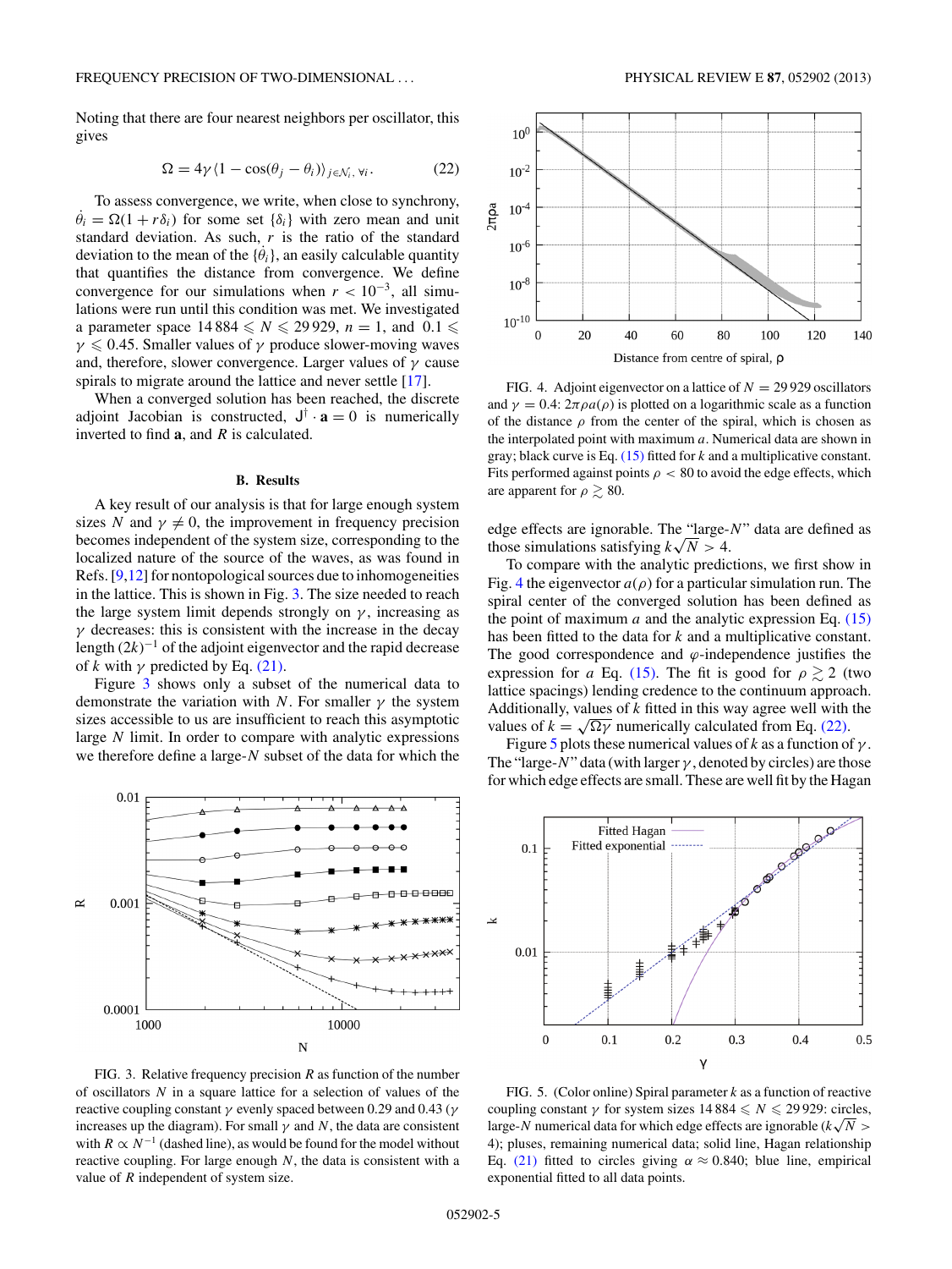Noting that there are four nearest neighbors per oscillator, this gives

$$\Omega = 4\gamma \langle 1 - \cos(\theta_j - \theta_i)\rangle_{j\in\mathcal{N}_i,\,\forall i}. \tag{22}$$

To assess convergence, we write, when close to synchrony, $\dot{\theta}_i = \Omega(1 + r\delta_i)$ for some set $\{\delta_i\}$ with zero mean and unit standard deviation. As such, $r$ is the ratio of the standard deviation to the mean of the $\{\dot{\theta}_i\}$, an easily calculable quantity that quantifies the distance from convergence. We define convergence for our simulations when $r < 10^{-3}$, all simulations were run until this condition was met. We investigated a parameter space $14\,884 \leqslant N \leqslant 29\,929$, $n = 1$, and $0.1 \leqslant \gamma \leqslant 0.45$. Smaller values of $\gamma$ produce slower-moving waves and, therefore, slower convergence. Larger values of $\gamma$ cause spirals to migrate around the lattice and never settle [17].

When a converged solution has been reached, the discrete adjoint Jacobian is constructed, $\mathsf{J}^\dagger \cdot \mathbf{a} = 0$ is numerically inverted to find $\mathbf{a}$, and $R$ is calculated.

### B. Results

A key result of our analysis is that for large enough system sizes $N$ and $\gamma \neq 0$, the improvement in frequency precision becomes independent of the system size, corresponding to the localized nature of the source of the waves, as was found in Refs. [9,12] for nontopological sources due to inhomogeneities in the lattice. This is shown in Fig. 3. The size needed to reach the large system limit depends strongly on $\gamma$, increasing as $\gamma$ decreases: this is consistent with the increase in the decay length $(2k)^{-1}$ of the adjoint eigenvector and the rapid decrease of $k$ with $\gamma$ predicted by Eq. (21).

Figure 3 shows only a subset of the numerical data to demonstrate the variation with $N$. For smaller $\gamma$ the system sizes accessible to us are insufficient to reach this asymptotic large $N$ limit. In order to compare with analytic expressions we therefore define a large-$N$ subset of the data for which the edge effects are ignorable. The "large-$N$" data are defined as those simulations satisfying $k\sqrt{N} > 4$.

FIG. 3. Relative frequency precision $R$ as function of the number of oscillators $N$ in a square lattice for a selection of values of the reactive coupling constant $\gamma$ evenly spaced between 0.29 and 0.43 ($\gamma$ increases up the diagram). For small $\gamma$ and $N$, the data are consistent with $R \propto N^{-1}$ (dashed line), as would be found for the model without reactive coupling. For large enough $N$, the data is consistent with a value of $R$ independent of system size.

FIG. 4. Adjoint eigenvector on a lattice of $N = 29\,929$ oscillators and $\gamma = 0.4$: $2\pi\rho a(\rho)$ is plotted on a logarithmic scale as a function of the distance $\rho$ from the center of the spiral, which is chosen as the interpolated point with maximum $a$. Numerical data are shown in gray; black curve is Eq. (15) fitted for $k$ and a multiplicative constant. Fits performed against points $\rho < 80$ to avoid the edge effects, which are apparent for $\rho \gtrsim 80$.

To compare with the analytic predictions, we first show in Fig. 4 the eigenvector $a(\rho)$ for a particular simulation run. The spiral center of the converged solution has been defined as the point of maximum $a$ and the analytic expression Eq. (15) has been fitted to the data for $k$ and a multiplicative constant. The good correspondence and $\varphi$-independence justifies the expression for $a$ Eq. (15). The fit is good for $\rho \gtrsim 2$ (two lattice spacings) lending credence to the continuum approach. Additionally, values of $k$ fitted in this way agree well with the values of $k = \sqrt{\Omega\gamma}$ numerically calculated from Eq. (22).

Figure 5 plots these numerical values of $k$ as a function of $\gamma$. The "large-$N$" data (with larger $\gamma$, denoted by circles) are those for which edge effects are small. These are well fit by the Hagan

FIG. 5. (Color online) Spiral parameter $k$ as a function of reactive coupling constant $\gamma$ for system sizes $14\,884 \leqslant N \leqslant 29\,929$: circles, large-$N$ numerical data for which edge effects are ignorable ($k\sqrt{N} > 4$); pluses, remaining numerical data; solid line, Hagan relationship Eq. (21) fitted to circles giving $\alpha \approx 0.840$; blue line, empirical exponential fitted to all data points.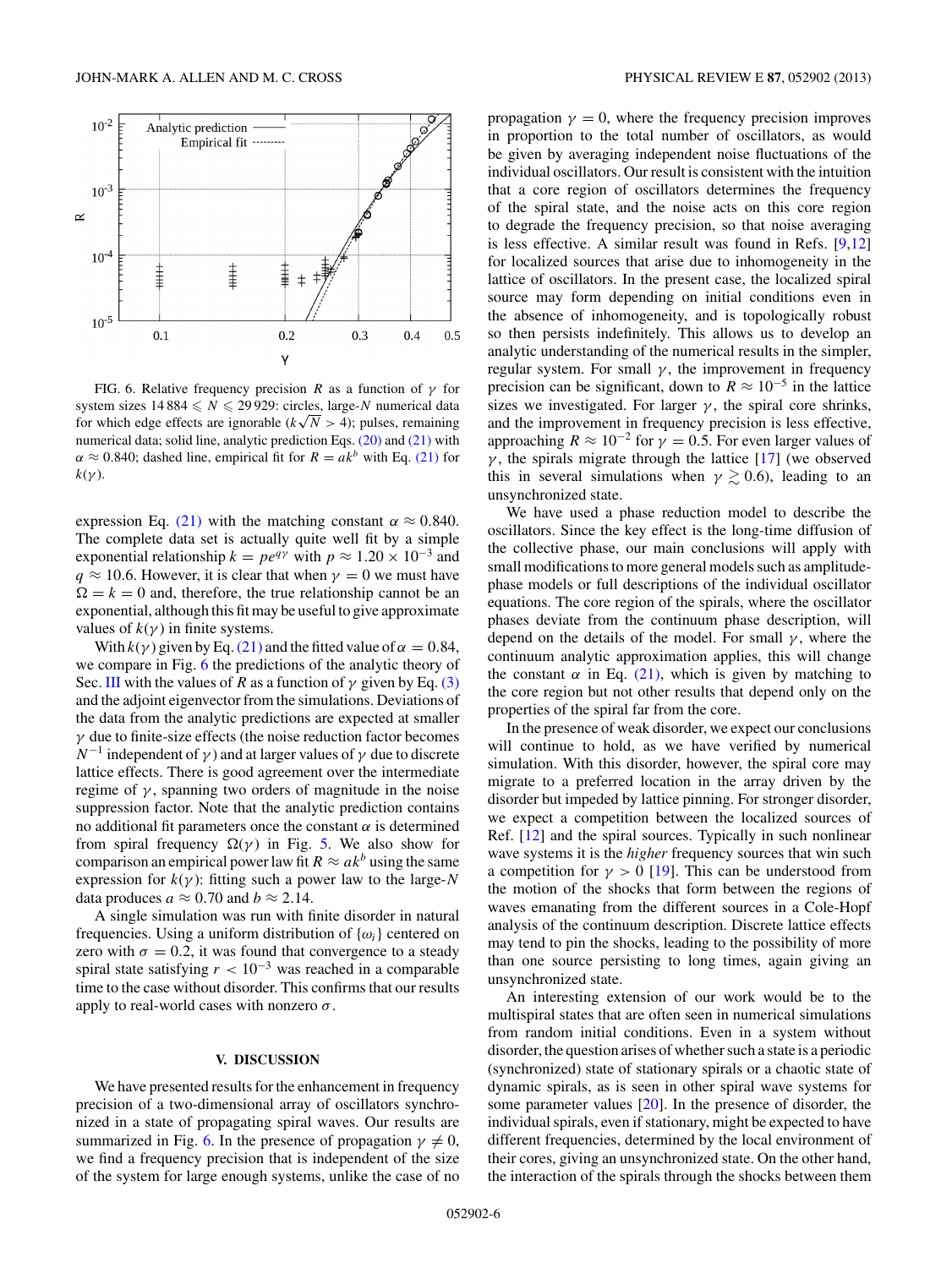FIG. 6. Relative frequency precision $R$ as a function of $\gamma$ for system sizes $14\,884 \leqslant N \leqslant 29\,929$: circles, large-$N$ numerical data for which edge effects are ignorable ($k\sqrt{N} > 4$); pulses, remaining numerical data; solid line, analytic prediction Eqs. (20) and (21) with $\alpha \approx 0.840$; dashed line, empirical fit for $R = ak^b$ with Eq. (21) for $k(\gamma)$.

expression Eq. (21) with the matching constant $\alpha \approx 0.840$. The complete data set is actually quite well fit by a simple exponential relationship $k = pe^{q\gamma}$ with $p \approx 1.20 \times 10^{-3}$ and $q \approx 10.6$. However, it is clear that when $\gamma = 0$ we must have $\Omega = k = 0$ and, therefore, the true relationship cannot be an exponential, although this fit may be useful to give approximate values of $k(\gamma)$ in finite systems.

With $k(\gamma)$ given by Eq. (21) and the fitted value of $\alpha = 0.84$, we compare in Fig. 6 the predictions of the analytic theory of Sec. III with the values of $R$ as a function of $\gamma$ given by Eq. (3) and the adjoint eigenvector from the simulations. Deviations of the data from the analytic predictions are expected at smaller $\gamma$ due to finite-size effects (the noise reduction factor becomes $N^{-1}$ independent of $\gamma$) and at larger values of $\gamma$ due to discrete lattice effects. There is good agreement over the intermediate regime of $\gamma$, spanning two orders of magnitude in the noise suppression factor. Note that the analytic prediction contains no additional fit parameters once the constant $\alpha$ is determined from spiral frequency $\Omega(\gamma)$ in Fig. 5. We also show for comparison an empirical power law fit $R \approx ak^b$ using the same expression for $k(\gamma)$: fitting such a power law to the large-$N$ data produces $a \approx 0.70$ and $b \approx 2.14$.

A single simulation was run with finite disorder in natural frequencies. Using a uniform distribution of $\{\omega_i\}$ centered on zero with $\sigma = 0.2$, it was found that convergence to a steady spiral state satisfying $r < 10^{-3}$ was reached in a comparable time to the case without disorder. This confirms that our results apply to real-world cases with nonzero $\sigma$.

## V. DISCUSSION

We have presented results for the enhancement in frequency precision of a two-dimensional array of oscillators synchronized in a state of propagating spiral waves. Our results are summarized in Fig. 6. In the presence of propagation $\gamma \neq 0$, we find a frequency precision that is independent of the size of the system for large enough systems, unlike the case of no propagation $\gamma = 0$, where the frequency precision improves in proportion to the total number of oscillators, as would be given by averaging independent noise fluctuations of the individual oscillators. Our result is consistent with the intuition that a core region of oscillators determines the frequency of the spiral state, and the noise acts on this core region to degrade the frequency precision, so that noise averaging is less effective. A similar result was found in Refs. [9,12] for localized sources that arise due to inhomogeneity in the lattice of oscillators. In the present case, the localized spiral source may form depending on initial conditions even in the absence of inhomogeneity, and is topologically robust so then persists indefinitely. This allows us to develop an analytic understanding of the numerical results in the simpler, regular system. For small $\gamma$, the improvement in frequency precision can be significant, down to $R \approx 10^{-5}$ in the lattice sizes we investigated. For larger $\gamma$, the spiral core shrinks, and the improvement in frequency precision is less effective, approaching $R \approx 10^{-2}$ for $\gamma = 0.5$. For even larger values of $\gamma$, the spirals migrate through the lattice [17] (we observed this in several simulations when $\gamma \gtrsim 0.6$), leading to an unsynchronized state.

We have used a phase reduction model to describe the oscillators. Since the key effect is the long-time diffusion of the collective phase, our main conclusions will apply with small modifications to more general models such as amplitude-phase models or full descriptions of the individual oscillator equations. The core region of the spirals, where the oscillator phases deviate from the continuum phase description, will depend on the details of the model. For small $\gamma$, where the continuum analytic approximation applies, this will change the constant $\alpha$ in Eq. (21), which is given by matching to the core region but not other results that depend only on the properties of the spiral far from the core.

In the presence of weak disorder, we expect our conclusions will continue to hold, as we have verified by numerical simulation. With this disorder, however, the spiral core may migrate to a preferred location in the array driven by the disorder but impeded by lattice pinning. For stronger disorder, we expect a competition between the localized sources of Ref. [12] and the spiral sources. Typically in such nonlinear wave systems it is the *higher* frequency sources that win such a competition for $\gamma > 0$ [19]. This can be understood from the motion of the shocks that form between the regions of waves emanating from the different sources in a Cole-Hopf analysis of the continuum description. Discrete lattice effects may tend to pin the shocks, leading to the possibility of more than one source persisting to long times, again giving an unsynchronized state.

An interesting extension of our work would be to the multispiral states that are often seen in numerical simulations from random initial conditions. Even in a system without disorder, the question arises of whether such a state is a periodic (synchronized) state of stationary spirals or a chaotic state of dynamic spirals, as is seen in other spiral wave systems for some parameter values [20]. In the presence of disorder, the individual spirals, even if stationary, might be expected to have different frequencies, determined by the local environment of their cores, giving an unsynchronized state. On the other hand, the interaction of the spirals through the shocks between them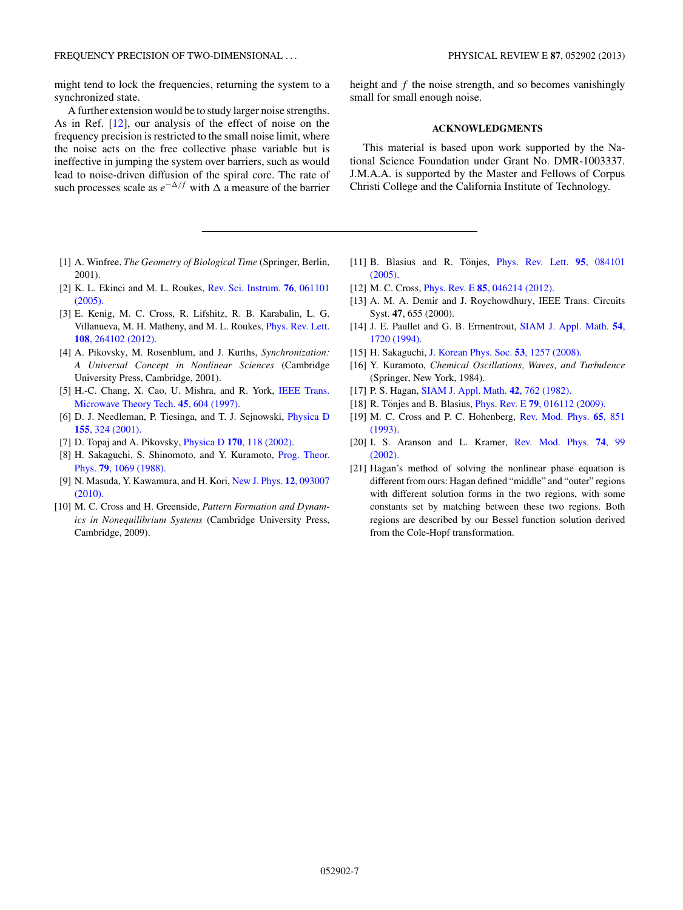might tend to lock the frequencies, returning the system to a synchronized state.

A further extension would be to study larger noise strengths. As in Ref. [12], our analysis of the effect of noise on the frequency precision is restricted to the small noise limit, where the noise acts on the free collective phase variable but is ineffective in jumping the system over barriers, such as would lead to noise-driven diffusion of the spiral core. The rate of such processes scale as $e^{-\Delta/f}$ with $\Delta$ a measure of the barrier height and $f$ the noise strength, and so becomes vanishingly small for small enough noise.

## ACKNOWLEDGMENTS

This material is based upon work supported by the National Science Foundation under Grant No. DMR-1003337. J.M.A.A. is supported by the Master and Fellows of Corpus Christi College and the California Institute of Technology.

---

[1] A. Winfree, *The Geometry of Biological Time* (Springer, Berlin, 2001).

[2] K. L. Ekinci and M. L. Roukes, Rev. Sci. Instrum. **76**, 061101 (2005).

[3] E. Kenig, M. C. Cross, R. Lifshitz, R. B. Karabalin, L. G. Villanueva, M. H. Matheny, and M. L. Roukes, Phys. Rev. Lett. **108**, 264102 (2012).

[4] A. Pikovsky, M. Rosenblum, and J. Kurths, *Synchronization: A Universal Concept in Nonlinear Sciences* (Cambridge University Press, Cambridge, 2001).

[5] H.-C. Chang, X. Cao, U. Mishra, and R. York, IEEE Trans. Microwave Theory Tech. **45**, 604 (1997).

[6] D. J. Needleman, P. Tiesinga, and T. J. Sejnowski, Physica D **155**, 324 (2001).

[7] D. Topaj and A. Pikovsky, Physica D **170**, 118 (2002).

[8] H. Sakaguchi, S. Shinomoto, and Y. Kuramoto, Prog. Theor. Phys. **79**, 1069 (1988).

[9] N. Masuda, Y. Kawamura, and H. Kori, New J. Phys. **12**, 093007 (2010).

[10] M. C. Cross and H. Greenside, *Pattern Formation and Dynamics in Nonequilibrium Systems* (Cambridge University Press, Cambridge, 2009).

[11] B. Blasius and R. Tönjes, Phys. Rev. Lett. **95**, 084101 (2005).

[12] M. C. Cross, Phys. Rev. E **85**, 046214 (2012).

[13] A. M. A. Demir and J. Roychowdhury, IEEE Trans. Circuits Syst. **47**, 655 (2000).

[14] J. E. Paullet and G. B. Ermentrout, SIAM J. Appl. Math. **54**, 1720 (1994).

[15] H. Sakaguchi, J. Korean Phys. Soc. **53**, 1257 (2008).

[16] Y. Kuramoto, *Chemical Oscillations, Waves, and Turbulence* (Springer, New York, 1984).

[17] P. S. Hagan, SIAM J. Appl. Math. **42**, 762 (1982).

[18] R. Tönjes and B. Blasius, Phys. Rev. E **79**, 016112 (2009).

[19] M. C. Cross and P. C. Hohenberg, Rev. Mod. Phys. **65**, 851 (1993).

[20] I. S. Aranson and L. Kramer, Rev. Mod. Phys. **74**, 99 (2002).

[21] Hagan's method of solving the nonlinear phase equation is different from ours: Hagan defined "middle" and "outer" regions with different solution forms in the two regions, with some constants set by matching between these two regions. Both regions are described by our Bessel function solution derived from the Cole-Hopf transformation.